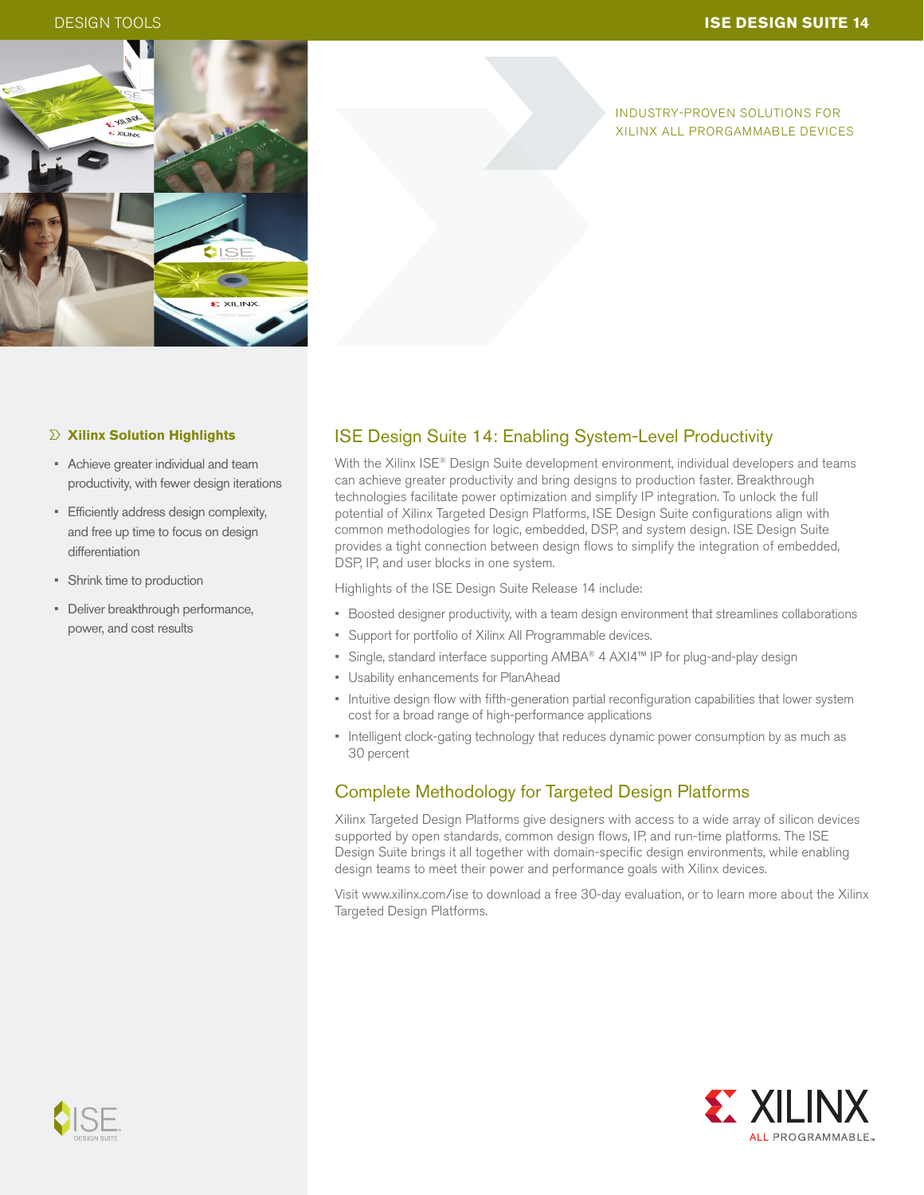DESIGN TOOLS

INDUSTRY-PROVEN SOLUTIONS FOR XILINX ALL PORGAMMABLE DEVICES

## Xilinx Solution Highlights

- Achieve greater individual and team productivity, with fewer design iterations
- Efficiently address design complexity, and free up time to focus on design differentiation
- Shrink time to production
- Deliver breakthrough performance, power, and cost results

## ISE Design Suite 14: Enabling System-Level Productivity

With the Xilinx ISE® Design Suite development environment, individual developers and teams can achieve greater productivity and bring designs to production faster. Breakthrough technologies facilitate power optimization and simplify IP integration. To unlock the full potential of Xilinx Targeted Design Platforms, ISE Design Suite configurations align with common methodologies for logic, embedded, DSP, and system design. ISE Design Suite provides a tight connection between design flows to simplify the integration of embedded, DSP, IP, and user blocks in one system.

Highlights of the ISE Design Suite Release 14 include:

- Boosted designer productivity, with a team design environment that streamlines collaborations
- Support for portfolio of Xilinx All Programmable devices.
- Single, standard interface supporting AMBA® 4 AXI4™ IP for plug-and-play design
- Usability enhancements for PlanAhead
- Intuitive design flow with fifth-generation partial reconfiguration capabilities that lower system cost for a broad range of high-performance applications
- Intelligent clock-gating technology that reduces dynamic power consumption by as much as 30 percent

## Complete Methodology for Targeted Design Platforms

Xilinx Targeted Design Platforms give designers with access to a wide array of silicon devices supported by open standards, common design flows, IP, and run-time platforms. The ISE Design Suite brings it all together with domain-specific design environments, while enabling design teams to meet their power and performance goals with Xilinx devices.

Visit www.xilinx.com/ise to download a free 30-day evaluation, or to learn more about the Xilinx Targeted Design Platforms.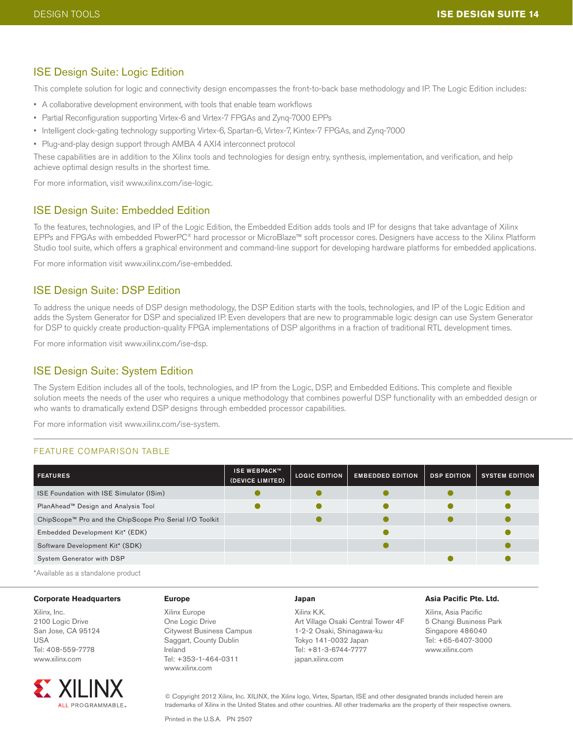## ISE Design Suite: Logic Edition

This complete solution for logic and connectivity design encompasses the front-to-back base methodology and IP. The Logic Edition includes:

- A collaborative development environment, with tools that enable team workflows
- Partial Reconfiguration supporting Virtex-6 and Virtex-7 FPGAs and Zynq-7000 EPPs
- Intelligent clock-gating technology supporting Virtex-6, Spartan-6, Virtex-7, Kintex-7 FPGAs, and Zynq-7000
- Plug-and-play design support through AMBA 4 AXI4 interconnect protocol

These capabilities are in addition to the Xilinx tools and technologies for design entry, synthesis, implementation, and verification, and help achieve optimal design results in the shortest time.

For more information, visit www.xilinx.com/ise-logic.

## ISE Design Suite: Embedded Edition

To the features, technologies, and IP of the Logic Edition, the Embedded Edition adds tools and IP for designs that take advantage of Xilinx EPPs and FPGAs with embedded PowerPC® hard processor or MicroBlaze™ soft processor cores. Designers have access to the Xilinx Platform Studio tool suite, which offers a graphical environment and command-line support for developing hardware platforms for embedded applications.

For more information visit www.xilinx.com/ise-embedded.

## ISE Design Suite: DSP Edition

To address the unique needs of DSP design methodology, the DSP Edition starts with the tools, technologies, and IP of the Logic Edition and adds the System Generator for DSP and specialized IP. Even developers that are new to programmable logic design can use System Generator for DSP to quickly create production-quality FPGA implementations of DSP algorithms in a fraction of traditional RTL development times.

For more information visit www.xilinx.com/ise-dsp.

## ISE Design Suite: System Edition

The System Edition includes all of the tools, technologies, and IP from the Logic, DSP, and Embedded Editions. This complete and flexible solution meets the needs of the user who requires a unique methodology that combines powerful DSP functionality with an embedded design or who wants to dramatically extend DSP designs through embedded processor capabilities.

For more information visit www.xilinx.com/ise-system.

### FEATURE COMPARISON TABLE

| FEATURES | ISE WEBPACK™ (DEVICE LIMITED) | LOGIC EDITION | EMBEDDED EDITION | DSP EDITION | SYSTEM EDITION |
|---|---|---|---|---|---|
| ISE Foundation with ISE Simulator (ISim) | ● | ● | ● | ● | ● |
| PlanAhead™ Design and Analysis Tool | ● | ● | ● | ● | ● |
| ChipScope™ Pro and the ChipScope Pro Serial I/O Toolkit | | ● | ● | ● | ● |
| Embedded Development Kit* (EDK) | | | ● | | ● |
| Software Development Kit* (SDK) | | | ● | | ● |
| System Generator with DSP | | | | ● | ● |

*Available as a standalone product

**Corporate Headquarters**
Xilinx, Inc.
2100 Logic Drive
San Jose, CA 95124
USA
Tel: 408-559-7778
www.xilinx.com

**Europe**
Xilinx Europe
One Logic Drive
Citywest Business Campus
Saggart, County Dublin
Ireland
Tel: +353-1-464-0311
www.xilinx.com

**Japan**
Xilinx K.K.
Art Village Osaki Central Tower 4F
1-2-2 Osaki, Shinagawa-ku
Tokyo 141-0032 Japan
Tel: +81-3-6744-7777
japan.xilinx.com

**Asia Pacific Pte. Ltd.**
Xilinx, Asia Pacific
5 Changi Business Park
Singapore 486040
Tel: +65-6407-3000
www.xilinx.com

XILINX
ALL PROGRAMMABLE.

© Copyright 2012 Xilinx, Inc. XILINX, the Xilinx logo, Virtex, Spartan, ISE and other designated brands included herein are trademarks of Xilinx in the United States and other countries. All other trademarks are the property of their respective owners.

Printed in the U.S.A. PN 2507